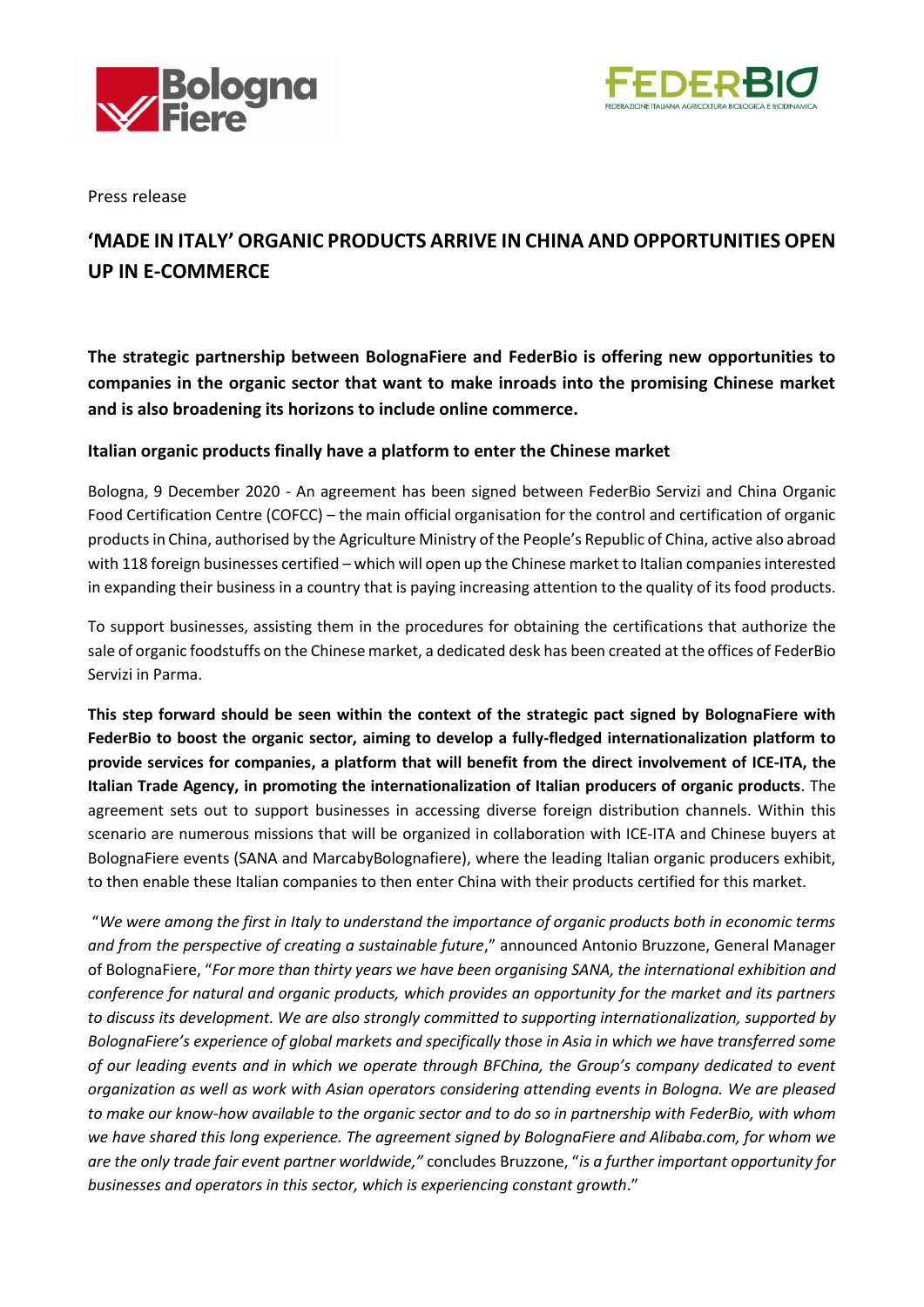Press release

# 'MADE IN ITALY' ORGANIC PRODUCTS ARRIVE IN CHINA AND OPPORTUNITIES OPEN UP IN E-COMMERCE

**The strategic partnership between BolognaFiere and FederBio is offering new opportunities to companies in the organic sector that want to make inroads into the promising Chinese market and is also broadening its horizons to include online commerce.**

### Italian organic products finally have a platform to enter the Chinese market

Bologna, 9 December 2020 - An agreement has been signed between FederBio Servizi and China Organic Food Certification Centre (COFCC) – the main official organisation for the control and certification of organic products in China, authorised by the Agriculture Ministry of the People's Republic of China, active also abroad with 118 foreign businesses certified – which will open up the Chinese market to Italian companies interested in expanding their business in a country that is paying increasing attention to the quality of its food products.

To support businesses, assisting them in the procedures for obtaining the certifications that authorize the sale of organic foodstuffs on the Chinese market, a dedicated desk has been created at the offices of FederBio Servizi in Parma.

**This step forward should be seen within the context of the strategic pact signed by BolognaFiere with FederBio to boost the organic sector, aiming to develop a fully-fledged internationalization platform to provide services for companies, a platform that will benefit from the direct involvement of ICE-ITA, the Italian Trade Agency, in promoting the internationalization of Italian producers of organic products**. The agreement sets out to support businesses in accessing diverse foreign distribution channels. Within this scenario are numerous missions that will be organized in collaboration with ICE-ITA and Chinese buyers at BolognaFiere events (SANA and MarcabyBolognafiere), where the leading Italian organic producers exhibit, to then enable these Italian companies to then enter China with their products certified for this market.

"*We were among the first in Italy to understand the importance of organic products both in economic terms and from the perspective of creating a sustainable future*," announced Antonio Bruzzone, General Manager of BolognaFiere, "*For more than thirty years we have been organising SANA, the international exhibition and conference for natural and organic products, which provides an opportunity for the market and its partners to discuss its development. We are also strongly committed to supporting internationalization, supported by BolognaFiere's experience of global markets and specifically those in Asia in which we have transferred some of our leading events and in which we operate through BFChina, the Group's company dedicated to event organization as well as work with Asian operators considering attending events in Bologna. We are pleased to make our know-how available to the organic sector and to do so in partnership with FederBio, with whom we have shared this long experience. The agreement signed by BolognaFiere and Alibaba.com, for whom we are the only trade fair event partner worldwide,"* concludes Bruzzone, "*is a further important opportunity for businesses and operators in this sector, which is experiencing constant growth*."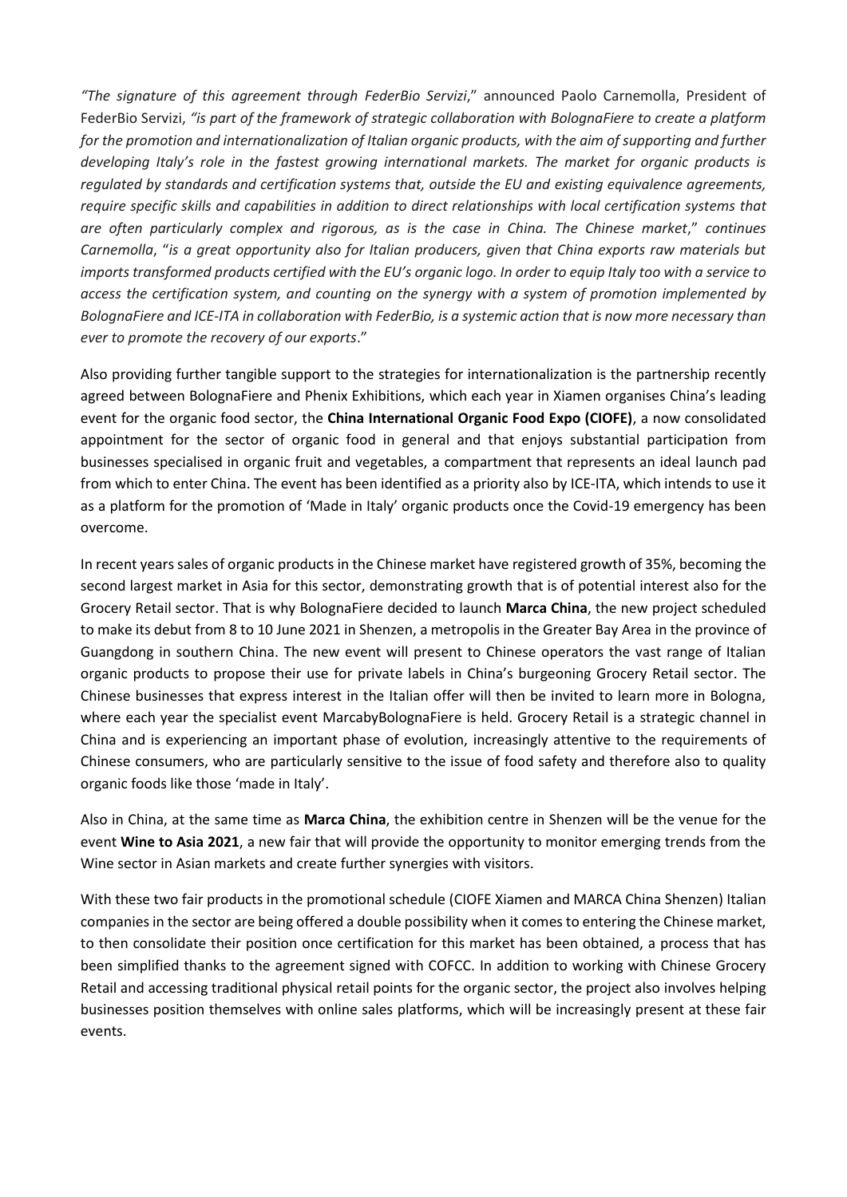*"The signature of this agreement through FederBio Servizi*," announced Paolo Carnemolla, President of FederBio Servizi, *"is part of the framework of strategic collaboration with BolognaFiere to create a platform for the promotion and internationalization of Italian organic products, with the aim of supporting and further developing Italy's role in the fastest growing international markets. The market for organic products is regulated by standards and certification systems that, outside the EU and existing equivalence agreements, require specific skills and capabilities in addition to direct relationships with local certification systems that are often particularly complex and rigorous, as is the case in China. The Chinese market*," *continues Carnemolla*, "*is a great opportunity also for Italian producers, given that China exports raw materials but imports transformed products certified with the EU's organic logo. In order to equip Italy too with a service to access the certification system, and counting on the synergy with a system of promotion implemented by BolognaFiere and ICE-ITA in collaboration with FederBio, is a systemic action that is now more necessary than ever to promote the recovery of our exports*."

Also providing further tangible support to the strategies for internationalization is the partnership recently agreed between BolognaFiere and Phenix Exhibitions, which each year in Xiamen organises China's leading event for the organic food sector, the **China International Organic Food Expo (CIOFE)**, a now consolidated appointment for the sector of organic food in general and that enjoys substantial participation from businesses specialised in organic fruit and vegetables, a compartment that represents an ideal launch pad from which to enter China. The event has been identified as a priority also by ICE-ITA, which intends to use it as a platform for the promotion of 'Made in Italy' organic products once the Covid-19 emergency has been overcome.

In recent years sales of organic products in the Chinese market have registered growth of 35%, becoming the second largest market in Asia for this sector, demonstrating growth that is of potential interest also for the Grocery Retail sector. That is why BolognaFiere decided to launch **Marca China**, the new project scheduled to make its debut from 8 to 10 June 2021 in Shenzen, a metropolis in the Greater Bay Area in the province of Guangdong in southern China. The new event will present to Chinese operators the vast range of Italian organic products to propose their use for private labels in China's burgeoning Grocery Retail sector. The Chinese businesses that express interest in the Italian offer will then be invited to learn more in Bologna, where each year the specialist event MarcabyBolognaFiere is held. Grocery Retail is a strategic channel in China and is experiencing an important phase of evolution, increasingly attentive to the requirements of Chinese consumers, who are particularly sensitive to the issue of food safety and therefore also to quality organic foods like those 'made in Italy'.

Also in China, at the same time as **Marca China**, the exhibition centre in Shenzen will be the venue for the event **Wine to Asia 2021**, a new fair that will provide the opportunity to monitor emerging trends from the Wine sector in Asian markets and create further synergies with visitors.

With these two fair products in the promotional schedule (CIOFE Xiamen and MARCA China Shenzen) Italian companies in the sector are being offered a double possibility when it comes to entering the Chinese market, to then consolidate their position once certification for this market has been obtained, a process that has been simplified thanks to the agreement signed with COFCC. In addition to working with Chinese Grocery Retail and accessing traditional physical retail points for the organic sector, the project also involves helping businesses position themselves with online sales platforms, which will be increasingly present at these fair events.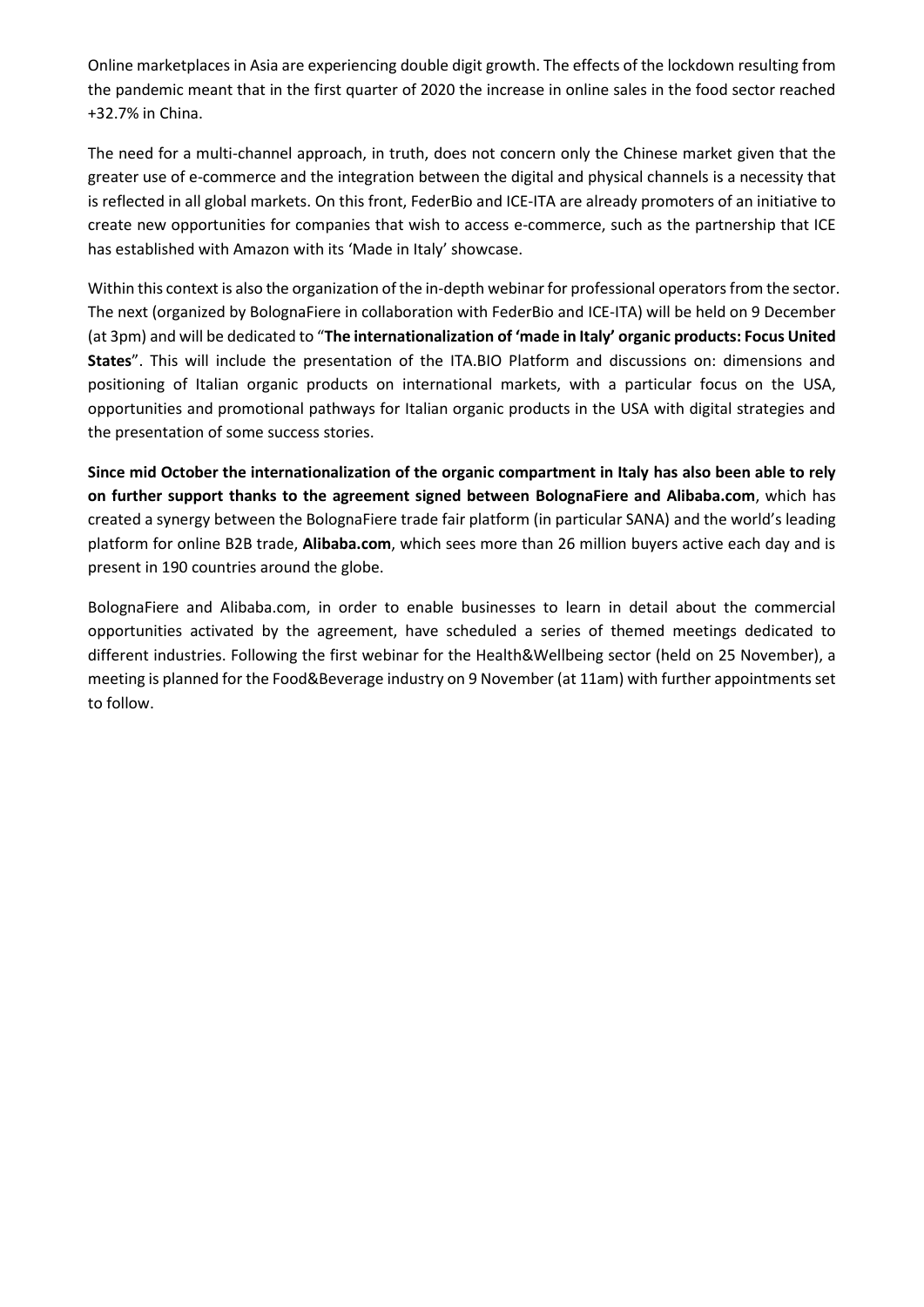Online marketplaces in Asia are experiencing double digit growth. The effects of the lockdown resulting from the pandemic meant that in the first quarter of 2020 the increase in online sales in the food sector reached +32.7% in China.

The need for a multi-channel approach, in truth, does not concern only the Chinese market given that the greater use of e-commerce and the integration between the digital and physical channels is a necessity that is reflected in all global markets. On this front, FederBio and ICE-ITA are already promoters of an initiative to create new opportunities for companies that wish to access e-commerce, such as the partnership that ICE has established with Amazon with its 'Made in Italy' showcase.

Within this context is also the organization of the in-depth webinar for professional operators from the sector. The next (organized by BolognaFiere in collaboration with FederBio and ICE-ITA) will be held on 9 December (at 3pm) and will be dedicated to "**The internationalization of 'made in Italy' organic products: Focus United States**". This will include the presentation of the ITA.BIO Platform and discussions on: dimensions and positioning of Italian organic products on international markets, with a particular focus on the USA, opportunities and promotional pathways for Italian organic products in the USA with digital strategies and the presentation of some success stories.

**Since mid October the internationalization of the organic compartment in Italy has also been able to rely on further support thanks to the agreement signed between BolognaFiere and Alibaba.com**, which has created a synergy between the BolognaFiere trade fair platform (in particular SANA) and the world's leading platform for online B2B trade, **Alibaba.com**, which sees more than 26 million buyers active each day and is present in 190 countries around the globe.

BolognaFiere and Alibaba.com, in order to enable businesses to learn in detail about the commercial opportunities activated by the agreement, have scheduled a series of themed meetings dedicated to different industries. Following the first webinar for the Health&Wellbeing sector (held on 25 November), a meeting is planned for the Food&Beverage industry on 9 November (at 11am) with further appointments set to follow.